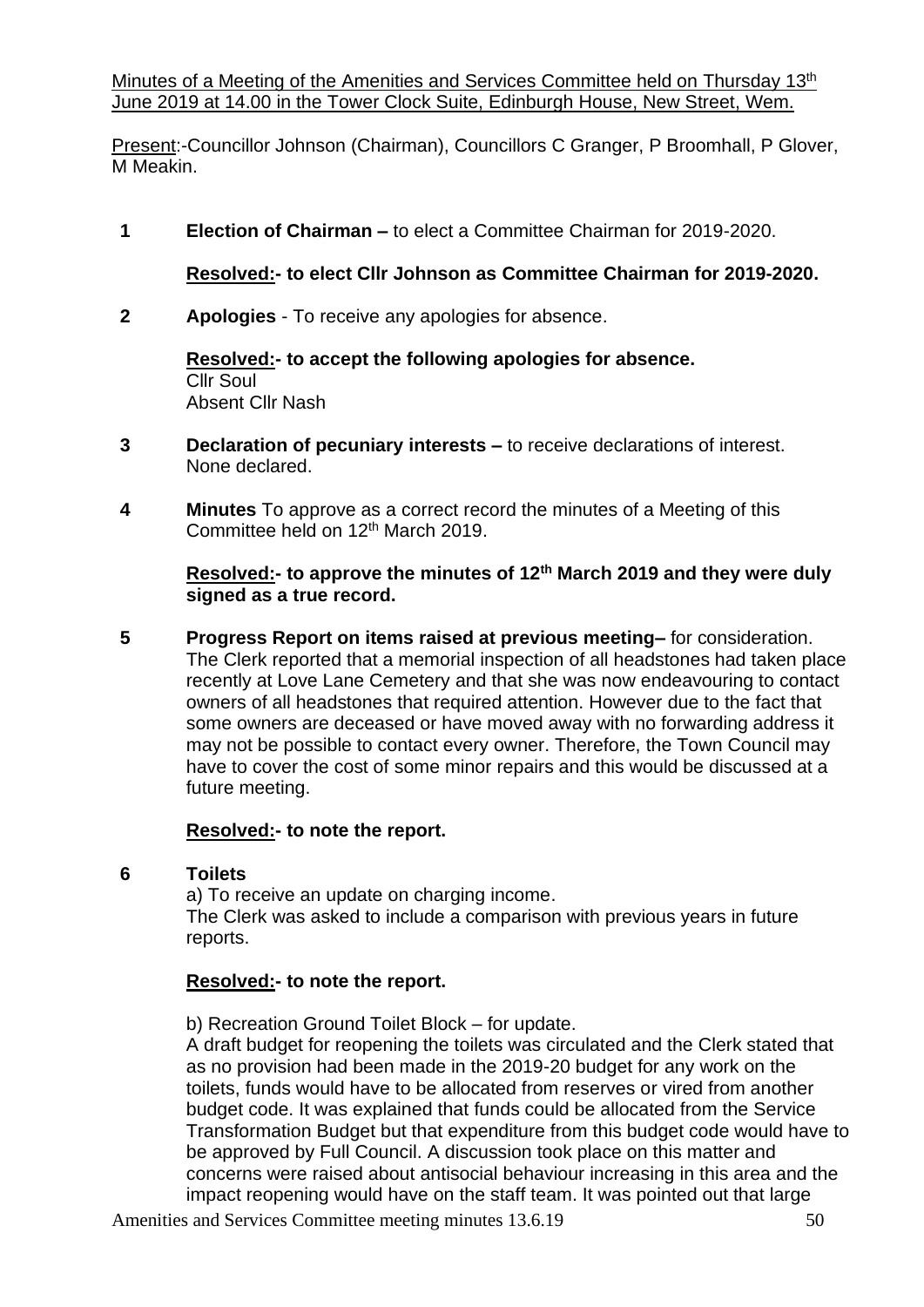Minutes of a Meeting of the Amenities and Services Committee held on Thursday 13th June 2019 at 14.00 in the Tower Clock Suite, Edinburgh House, New Street, Wem.

Present:-Councillor Johnson (Chairman), Councillors C Granger, P Broomhall, P Glover, M Meakin.

**1 Election of Chairman –** to elect a Committee Chairman for 2019-2020.

**Resolved:- to elect Cllr Johnson as Committee Chairman for 2019-2020.**

**2 Apologies** - To receive any apologies for absence.

**Resolved:- to accept the following apologies for absence.**
Cllr Soul
Absent Cllr Nash

**3 Declaration of pecuniary interests –** to receive declarations of interest.
None declared.

**4 Minutes** To approve as a correct record the minutes of a Meeting of this Committee held on 12th March 2019.

**Resolved:- to approve the minutes of 12th March 2019 and they were duly signed as a true record.**

**5 Progress Report on items raised at previous meeting–** for consideration.
The Clerk reported that a memorial inspection of all headstones had taken place recently at Love Lane Cemetery and that she was now endeavouring to contact owners of all headstones that required attention. However due to the fact that some owners are deceased or have moved away with no forwarding address it may not be possible to contact every owner. Therefore, the Town Council may have to cover the cost of some minor repairs and this would be discussed at a future meeting.

**Resolved:- to note the report.**

**6 Toilets**

a) To receive an update on charging income.
The Clerk was asked to include a comparison with previous years in future reports.

**Resolved:- to note the report.**

b) Recreation Ground Toilet Block – for update.
A draft budget for reopening the toilets was circulated and the Clerk stated that as no provision had been made in the 2019-20 budget for any work on the toilets, funds would have to be allocated from reserves or vired from another budget code. It was explained that funds could be allocated from the Service Transformation Budget but that expenditure from this budget code would have to be approved by Full Council. A discussion took place on this matter and concerns were raised about antisocial behaviour increasing in this area and the impact reopening would have on the staff team. It was pointed out that large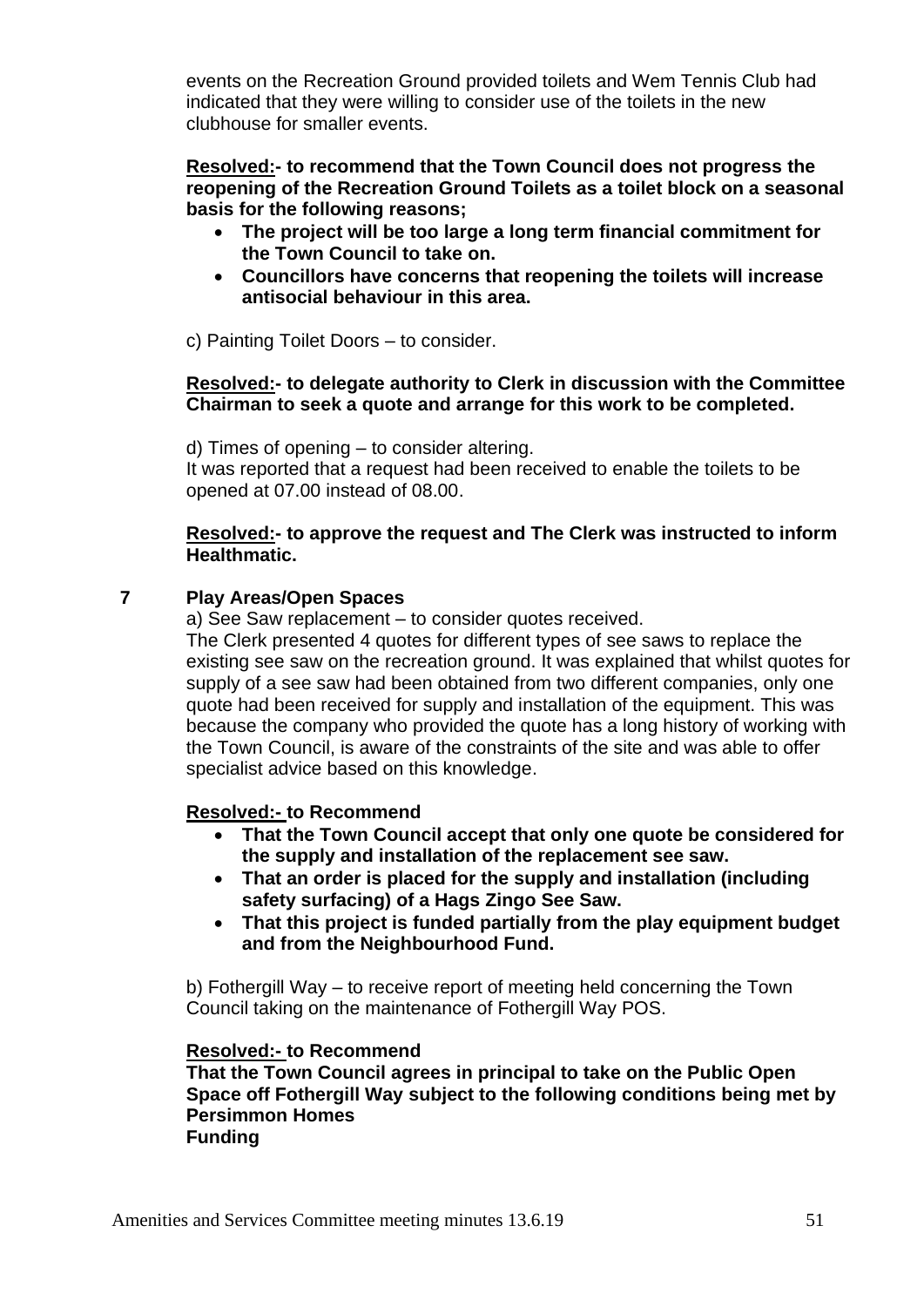events on the Recreation Ground provided toilets and Wem Tennis Club had indicated that they were willing to consider use of the toilets in the new clubhouse for smaller events.

**<u>Resolved:</u>- to recommend that the Town Council does not progress the reopening of the Recreation Ground Toilets as a toilet block on a seasonal basis for the following reasons;**

- **The project will be too large a long term financial commitment for the Town Council to take on.**
- **Councillors have concerns that reopening the toilets will increase antisocial behaviour in this area.**

c) Painting Toilet Doors – to consider.

**<u>Resolved:</u>- to delegate authority to Clerk in discussion with the Committee Chairman to seek a quote and arrange for this work to be completed.**

d) Times of opening – to consider altering.
It was reported that a request had been received to enable the toilets to be opened at 07.00 instead of 08.00.

**<u>Resolved:</u>- to approve the request and The Clerk was instructed to inform Healthmatic.**

## 7 Play Areas/Open Spaces

a) See Saw replacement – to consider quotes received.
The Clerk presented 4 quotes for different types of see saws to replace the existing see saw on the recreation ground. It was explained that whilst quotes for supply of a see saw had been obtained from two different companies, only one quote had been received for supply and installation of the equipment. This was because the company who provided the quote has a long history of working with the Town Council, is aware of the constraints of the site and was able to offer specialist advice based on this knowledge.

**<u>Resolved:-</u> to Recommend**

- **That the Town Council accept that only one quote be considered for the supply and installation of the replacement see saw.**
- **That an order is placed for the supply and installation (including safety surfacing) of a Hags Zingo See Saw.**
- **That this project is funded partially from the play equipment budget and from the Neighbourhood Fund.**

b) Fothergill Way – to receive report of meeting held concerning the Town Council taking on the maintenance of Fothergill Way POS.

**<u>Resolved:-</u> to Recommend**
**That the Town Council agrees in principal to take on the Public Open Space off Fothergill Way subject to the following conditions being met by Persimmon Homes**
**Funding**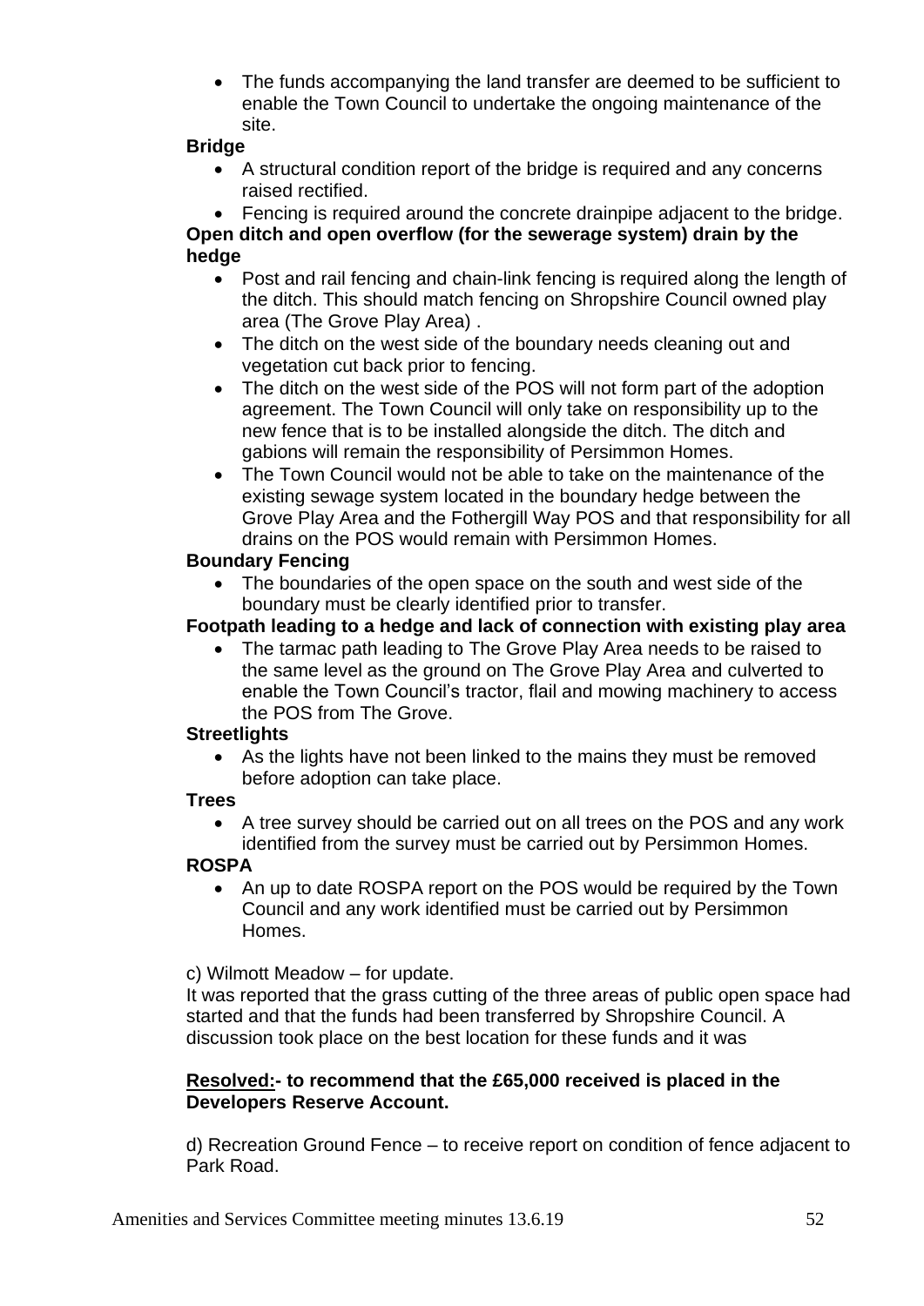- The funds accompanying the land transfer are deemed to be sufficient to enable the Town Council to undertake the ongoing maintenance of the site.

**Bridge**

- A structural condition report of the bridge is required and any concerns raised rectified.
- Fencing is required around the concrete drainpipe adjacent to the bridge.

**Open ditch and open overflow (for the sewerage system) drain by the hedge**

- Post and rail fencing and chain-link fencing is required along the length of the ditch. This should match fencing on Shropshire Council owned play area (The Grove Play Area) .
- The ditch on the west side of the boundary needs cleaning out and vegetation cut back prior to fencing.
- The ditch on the west side of the POS will not form part of the adoption agreement. The Town Council will only take on responsibility up to the new fence that is to be installed alongside the ditch. The ditch and gabions will remain the responsibility of Persimmon Homes.
- The Town Council would not be able to take on the maintenance of the existing sewage system located in the boundary hedge between the Grove Play Area and the Fothergill Way POS and that responsibility for all drains on the POS would remain with Persimmon Homes.

**Boundary Fencing**

- The boundaries of the open space on the south and west side of the boundary must be clearly identified prior to transfer.

**Footpath leading to a hedge and lack of connection with existing play area**

- The tarmac path leading to The Grove Play Area needs to be raised to the same level as the ground on The Grove Play Area and culverted to enable the Town Council's tractor, flail and mowing machinery to access the POS from The Grove.

**Streetlights**

- As the lights have not been linked to the mains they must be removed before adoption can take place.

**Trees**

- A tree survey should be carried out on all trees on the POS and any work identified from the survey must be carried out by Persimmon Homes.

**ROSPA**

- An up to date ROSPA report on the POS would be required by the Town Council and any work identified must be carried out by Persimmon Homes.

c) Wilmott Meadow – for update.
It was reported that the grass cutting of the three areas of public open space had started and that the funds had been transferred by Shropshire Council. A discussion took place on the best location for these funds and it was

**Resolved:- to recommend that the £65,000 received is placed in the Developers Reserve Account.**

d) Recreation Ground Fence – to receive report on condition of fence adjacent to Park Road.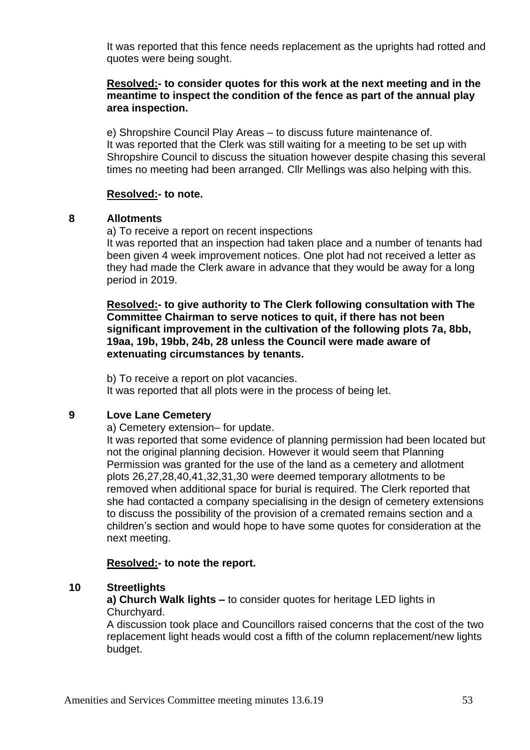It was reported that this fence needs replacement as the uprights had rotted and quotes were being sought.

**Resolved:- to consider quotes for this work at the next meeting and in the meantime to inspect the condition of the fence as part of the annual play area inspection.**

e) Shropshire Council Play Areas – to discuss future maintenance of.
It was reported that the Clerk was still waiting for a meeting to be set up with Shropshire Council to discuss the situation however despite chasing this several times no meeting had been arranged. Cllr Mellings was also helping with this.

**Resolved:- to note.**

## 8 Allotments

a) To receive a report on recent inspections
It was reported that an inspection had taken place and a number of tenants had been given 4 week improvement notices. One plot had not received a letter as they had made the Clerk aware in advance that they would be away for a long period in 2019.

**Resolved:- to give authority to The Clerk following consultation with The Committee Chairman to serve notices to quit, if there has not been significant improvement in the cultivation of the following plots 7a, 8bb, 19aa, 19b, 19bb, 24b, 28 unless the Council were made aware of extenuating circumstances by tenants.**

b) To receive a report on plot vacancies.
It was reported that all plots were in the process of being let.

## 9 Love Lane Cemetery

a) Cemetery extension– for update.
It was reported that some evidence of planning permission had been located but not the original planning decision. However it would seem that Planning Permission was granted for the use of the land as a cemetery and allotment plots 26,27,28,40,41,32,31,30 were deemed temporary allotments to be removed when additional space for burial is required. The Clerk reported that she had contacted a company specialising in the design of cemetery extensions to discuss the possibility of the provision of a cremated remains section and a children's section and would hope to have some quotes for consideration at the next meeting.

**Resolved:- to note the report.**

## 10 Streetlights

**a) Church Walk lights –** to consider quotes for heritage LED lights in Churchyard.
A discussion took place and Councillors raised concerns that the cost of the two replacement light heads would cost a fifth of the column replacement/new lights budget.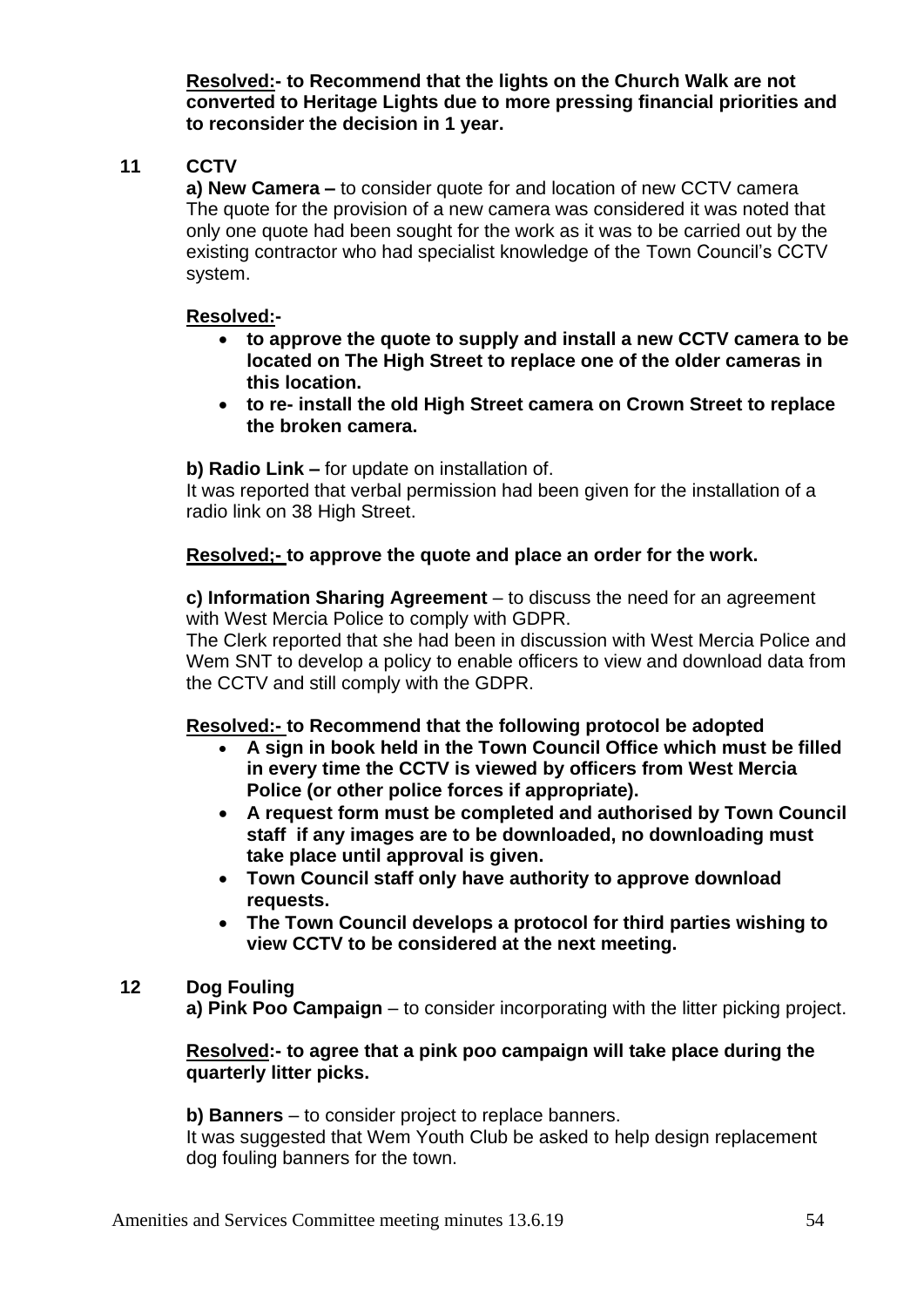**Resolved:- to Recommend that the lights on the Church Walk are not converted to Heritage Lights due to more pressing financial priorities and to reconsider the decision in 1 year.**

## 11 CCTV

**a) New Camera –** to consider quote for and location of new CCTV camera
The quote for the provision of a new camera was considered it was noted that only one quote had been sought for the work as it was to be carried out by the existing contractor who had specialist knowledge of the Town Council's CCTV system.

**Resolved:-**

- **to approve the quote to supply and install a new CCTV camera to be located on The High Street to replace one of the older cameras in this location.**
- **to re- install the old High Street camera on Crown Street to replace the broken camera.**

**b) Radio Link –** for update on installation of.
It was reported that verbal permission had been given for the installation of a radio link on 38 High Street.

**Resolved;- to approve the quote and place an order for the work.**

**c) Information Sharing Agreement** – to discuss the need for an agreement with West Mercia Police to comply with GDPR.
The Clerk reported that she had been in discussion with West Mercia Police and Wem SNT to develop a policy to enable officers to view and download data from the CCTV and still comply with the GDPR.

**Resolved:- to Recommend that the following protocol be adopted**

- **A sign in book held in the Town Council Office which must be filled in every time the CCTV is viewed by officers from West Mercia Police (or other police forces if appropriate).**
- **A request form must be completed and authorised by Town Council staff if any images are to be downloaded, no downloading must take place until approval is given.**
- **Town Council staff only have authority to approve download requests.**
- **The Town Council develops a protocol for third parties wishing to view CCTV to be considered at the next meeting.**

## 12 Dog Fouling

**a) Pink Poo Campaign** – to consider incorporating with the litter picking project.

**Resolved:- to agree that a pink poo campaign will take place during the quarterly litter picks.**

**b) Banners** – to consider project to replace banners.
It was suggested that Wem Youth Club be asked to help design replacement dog fouling banners for the town.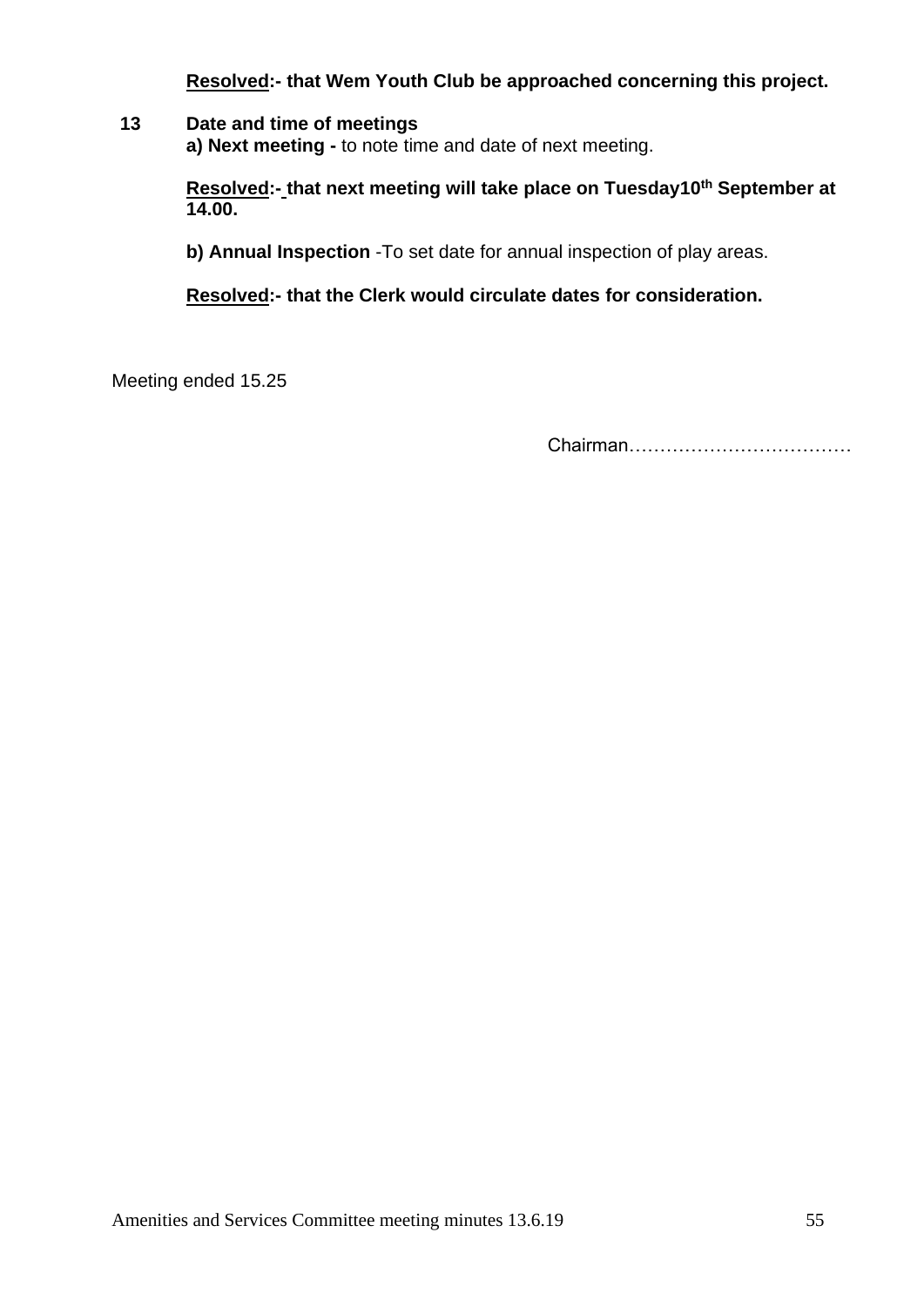**Resolved:- that Wem Youth Club be approached concerning this project.**

**13 Date and time of meetings**

**a) Next meeting -** to note time and date of next meeting.

**Resolved:- that next meeting will take place on Tuesday10th September at 14.00.**

**b) Annual Inspection** -To set date for annual inspection of play areas.

**Resolved:- that the Clerk would circulate dates for consideration.**

Meeting ended 15.25

Chairman………………………………